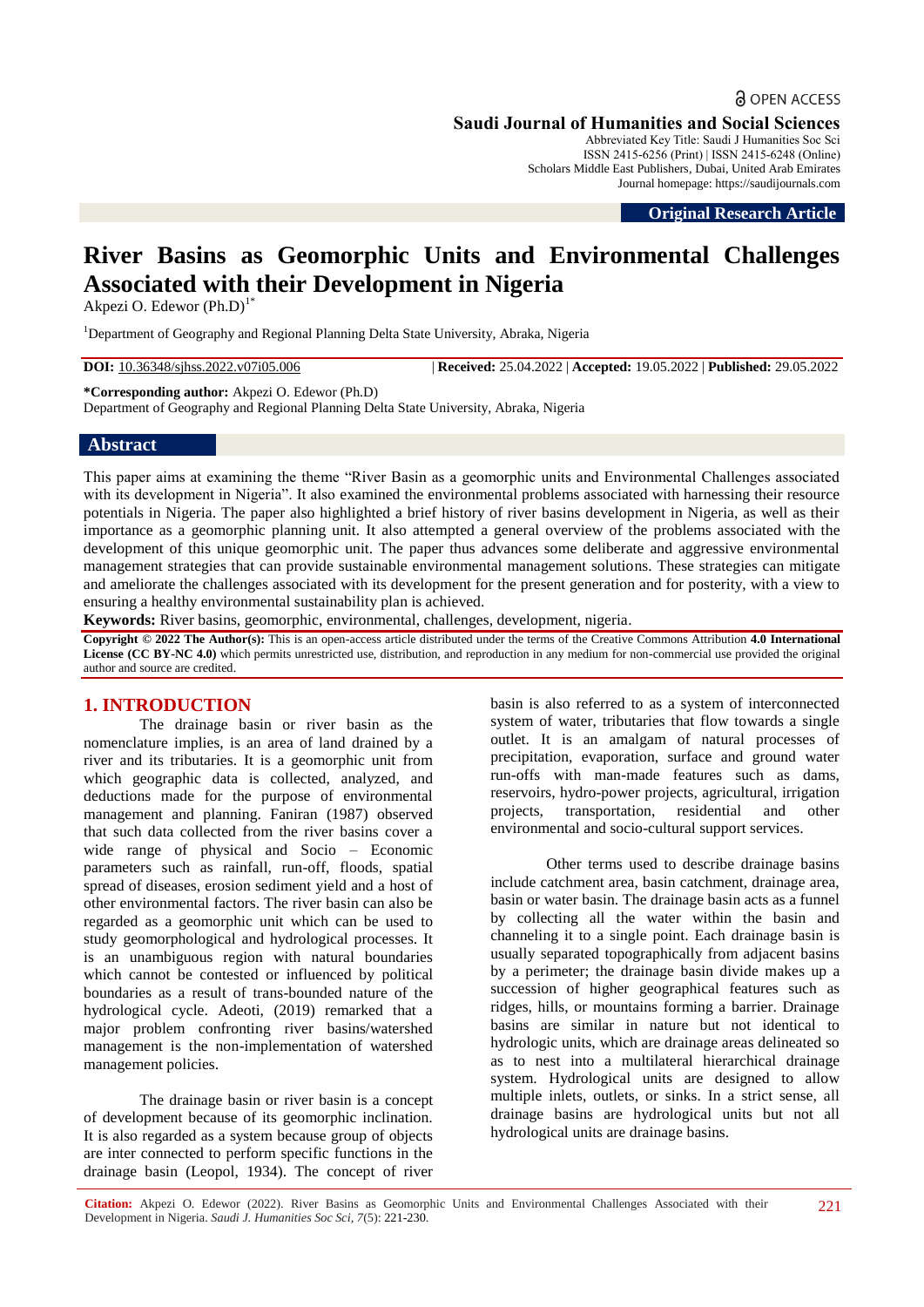OPEN ACCESS

**Saudi Journal of Humanities and Social Sciences**
Abbreviated Key Title: Saudi J Humanities Soc Sci
ISSN 2415-6256 (Print) | ISSN 2415-6248 (Online)
Scholars Middle East Publishers, Dubai, United Arab Emirates
Journal homepage: https://saudijournals.com

**Original Research Article**

# River Basins as Geomorphic Units and Environmental Challenges Associated with their Development in Nigeria

Akpezi O. Edewor (Ph.D)[1*]

[1]Department of Geography and Regional Planning Delta State University, Abraka, Nigeria

**DOI:** 10.36348/sjhss.2022.v07i05.006 | **Received:** 25.04.2022 | **Accepted:** 19.05.2022 | **Published:** 29.05.2022

**\*Corresponding author:** Akpezi O. Edewor (Ph.D)
Department of Geography and Regional Planning Delta State University, Abraka, Nigeria

## Abstract

This paper aims at examining the theme "River Basin as a geomorphic units and Environmental Challenges associated with its development in Nigeria". It also examined the environmental problems associated with harnessing their resource potentials in Nigeria. The paper also highlighted a brief history of river basins development in Nigeria, as well as their importance as a geomorphic planning unit. It also attempted a general overview of the problems associated with the development of this unique geomorphic unit. The paper thus advances some deliberate and aggressive environmental management strategies that can provide sustainable environmental management solutions. These strategies can mitigate and ameliorate the challenges associated with its development for the present generation and for posterity, with a view to ensuring a healthy environmental sustainability plan is achieved.

**Keywords:** River basins, geomorphic, environmental, challenges, development, nigeria.

**Copyright © 2022 The Author(s):** This is an open-access article distributed under the terms of the Creative Commons Attribution **4.0 International License (CC BY-NC 4.0)** which permits unrestricted use, distribution, and reproduction in any medium for non-commercial use provided the original author and source are credited.

## 1. INTRODUCTION

The drainage basin or river basin as the nomenclature implies, is an area of land drained by a river and its tributaries. It is a geomorphic unit from which geographic data is collected, analyzed, and deductions made for the purpose of environmental management and planning. Faniran (1987) observed that such data collected from the river basins cover a wide range of physical and Socio – Economic parameters such as rainfall, run-off, floods, spatial spread of diseases, erosion sediment yield and a host of other environmental factors. The river basin can also be regarded as a geomorphic unit which can be used to study geomorphological and hydrological processes. It is an unambiguous region with natural boundaries which cannot be contested or influenced by political boundaries as a result of trans-bounded nature of the hydrological cycle. Adeoti, (2019) remarked that a major problem confronting river basins/watershed management is the non-implementation of watershed management policies.

The drainage basin or river basin is a concept of development because of its geomorphic inclination. It is also regarded as a system because group of objects are inter connected to perform specific functions in the drainage basin (Leopol, 1934). The concept of river basin is also referred to as a system of interconnected system of water, tributaries that flow towards a single outlet. It is an amalgam of natural processes of precipitation, evaporation, surface and ground water run-offs with man-made features such as dams, reservoirs, hydro-power projects, agricultural, irrigation projects, transportation, residential and other environmental and socio-cultural support services.

Other terms used to describe drainage basins include catchment area, basin catchment, drainage area, basin or water basin. The drainage basin acts as a funnel by collecting all the water within the basin and channeling it to a single point. Each drainage basin is usually separated topographically from adjacent basins by a perimeter; the drainage basin divide makes up a succession of higher geographical features such as ridges, hills, or mountains forming a barrier. Drainage basins are similar in nature but not identical to hydrologic units, which are drainage areas delineated so as to nest into a multilateral hierarchical drainage system. Hydrological units are designed to allow multiple inlets, outlets, or sinks. In a strict sense, all drainage basins are hydrological units but not all hydrological units are drainage basins.

**Citation:** Akpezi O. Edewor (2022). River Basins as Geomorphic Units and Environmental Challenges Associated with their Development in Nigeria. *Saudi J. Humanities Soc Sci, 7*(5): 221-230.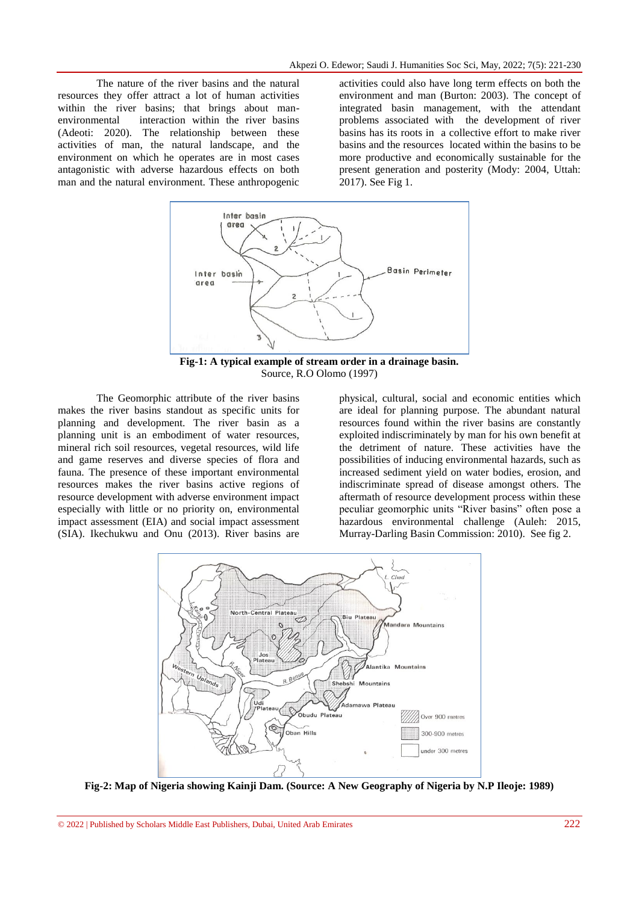The nature of the river basins and the natural resources they offer attract a lot of human activities within the river basins; that brings about man-environmental interaction within the river basins (Adeoti: 2020). The relationship between these activities of man, the natural landscape, and the environment on which he operates are in most cases antagonistic with adverse hazardous effects on both man and the natural environment. These anthropogenic activities could also have long term effects on both the environment and man (Burton: 2003). The concept of integrated basin management, with the attendant problems associated with the development of river basins has its roots in a collective effort to make river basins and the resources located within the basins to be more productive and economically sustainable for the present generation and posterity (Mody: 2004, Uttah: 2017). See Fig 1.

**Fig-1: A typical example of stream order in a drainage basin.**
Source, R.O Olomo (1997)

The Geomorphic attribute of the river basins makes the river basins standout as specific units for planning and development. The river basin as a planning unit is an embodiment of water resources, mineral rich soil resources, vegetal resources, wild life and game reserves and diverse species of flora and fauna. The presence of these important environmental resources makes the river basins active regions of resource development with adverse environment impact especially with little or no priority on, environmental impact assessment (EIA) and social impact assessment (SIA). Ikechukwu and Onu (2013). River basins are physical, cultural, social and economic entities which are ideal for planning purpose. The abundant natural resources found within the river basins are constantly exploited indiscriminately by man for his own benefit at the detriment of nature. These activities have the possibilities of inducing environmental hazards, such as increased sediment yield on water bodies, erosion, and indiscriminate spread of disease amongst others. The aftermath of resource development process within these peculiar geomorphic units "River basins" often pose a hazardous environmental challenge (Auleh: 2015, Murray-Darling Basin Commission: 2010). See fig 2.

**Fig-2: Map of Nigeria showing Kainji Dam. (Source: A New Geography of Nigeria by N.P Ileoje: 1989)**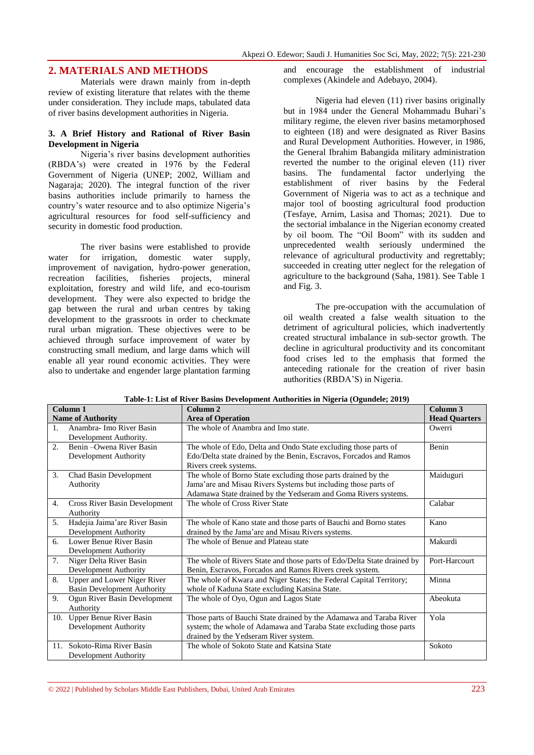## 2. MATERIALS AND METHODS

Materials were drawn mainly from in-depth review of existing literature that relates with the theme under consideration. They include maps, tabulated data of river basins development authorities in Nigeria.

### 3. A Brief History and Rational of River Basin Development in Nigeria

Nigeria's river basins development authorities (RBDA's) were created in 1976 by the Federal Government of Nigeria (UNEP; 2002, William and Nagaraja; 2020). The integral function of the river basins authorities include primarily to harness the country's water resource and to also optimize Nigeria's agricultural resources for food self-sufficiency and security in domestic food production.

The river basins were established to provide water for irrigation, domestic water supply, improvement of navigation, hydro-power generation, recreation facilities, fisheries projects, mineral exploitation, forestry and wild life, and eco-tourism development. They were also expected to bridge the gap between the rural and urban centres by taking development to the grassroots in order to checkmate rural urban migration. These objectives were to be achieved through surface improvement of water by constructing small medium, and large dams which will enable all year round economic activities. They were also to undertake and engender large plantation farming and encourage the establishment of industrial complexes (Akindele and Adebayo, 2004).

Nigeria had eleven (11) river basins originally but in 1984 under the General Mohammadu Buhari's military regime, the eleven river basins metamorphosed to eighteen (18) and were designated as River Basins and Rural Development Authorities. However, in 1986, the General Ibrahim Babangida military administration reverted the number to the original eleven (11) river basins. The fundamental factor underlying the establishment of river basins by the Federal Government of Nigeria was to act as a technique and major tool of boosting agricultural food production (Tesfaye, Arnim, Lasisa and Thomas; 2021). Due to the sectorial imbalance in the Nigerian economy created by oil boom. The "Oil Boom" with its sudden and unprecedented wealth seriously undermined the relevance of agricultural productivity and regrettably; succeeded in creating utter neglect for the relegation of agriculture to the background (Saha, 1981). See Table 1 and Fig. 3.

The pre-occupation with the accumulation of oil wealth created a false wealth situation to the detriment of agricultural policies, which inadvertently created structural imbalance in sub-sector growth. The decline in agricultural productivity and its concomitant food crises led to the emphasis that formed the anteceding rationale for the creation of river basin authorities (RBDA'S) in Nigeria.

**Table-1: List of River Basins Development Authorities in Nigeria (Ogundele; 2019)**

| Column 1<br>Name of Authority | Column 2<br>Area of Operation | Column 3<br>Head Quarters |
|---|---|---|
| 1. Anambra- Imo River Basin Development Authority. | The whole of Anambra and Imo state. | Owerri |
| 2. Benin –Owena River Basin Development Authority | The whole of Edo, Delta and Ondo State excluding those parts of Edo/Delta state drained by the Benin, Escravos, Forcados and Ramos Rivers creek systems. | Benin |
| 3. Chad Basin Development Authority | The whole of Borno State excluding those parts drained by the Jama'are and Misau Rivers Systems but including those parts of Adamawa State drained by the Yedseram and Goma Rivers systems. | Maiduguri |
| 4. Cross River Basin Development Authority | The whole of Cross River State | Calabar |
| 5. Hadejia Jaima'are River Basin Development Authority | The whole of Kano state and those parts of Bauchi and Borno states drained by the Jama'are and Misau Rivers systems. | Kano |
| 6. Lower Benue River Basin Development Authority | The whole of Benue and Plateau state | Makurdi |
| 7. Niger Delta River Basin Development Authority | The whole of Rivers State and those parts of Edo/Delta State drained by Benin, Escravos, Forcados and Ramos Rivers creek system. | Port-Harcourt |
| 8. Upper and Lower Niger River Basin Development Authority | The whole of Kwara and Niger States; the Federal Capital Territory; whole of Kaduna State excluding Katsina State. | Minna |
| 9. Ogun River Basin Development Authority | The whole of Oyo, Ogun and Lagos State | Abeokuta |
| 10. Upper Benue River Basin Development Authority | Those parts of Bauchi State drained by the Adamawa and Taraba River system; the whole of Adamawa and Taraba State excluding those parts drained by the Yedseram River system. | Yola |
| 11. Sokoto-Rima River Basin Development Authority | The whole of Sokoto State and Katsina State | Sokoto |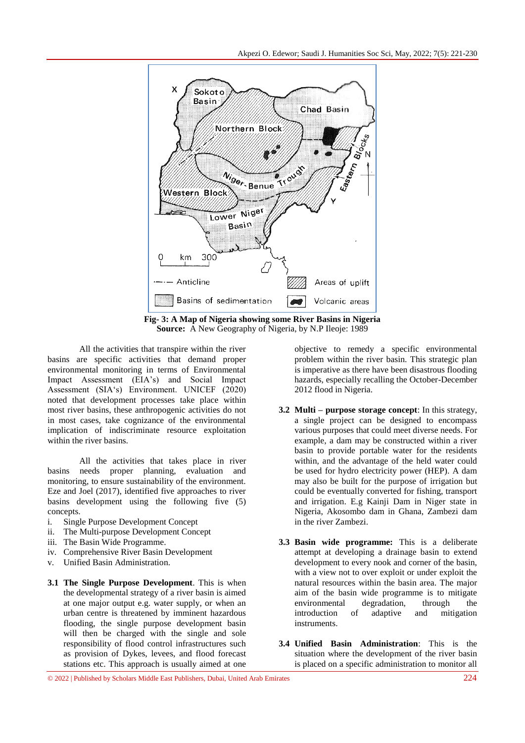**Fig- 3: A Map of Nigeria showing some River Basins in Nigeria**
**Source:** A New Geography of Nigeria, by N.P Ileoje: 1989

All the activities that transpire within the river basins are specific activities that demand proper environmental monitoring in terms of Environmental Impact Assessment (EIA's) and Social Impact Assessment (SIA's) Environment. UNICEF (2020) noted that development processes take place within most river basins, these anthropogenic activities do not in most cases, take cognizance of the environmental implication of indiscriminate resource exploitation within the river basins.

All the activities that takes place in river basins needs proper planning, evaluation and monitoring, to ensure sustainability of the environment. Eze and Joel (2017), identified five approaches to river basins development using the following five (5) concepts.

i. Single Purpose Development Concept
ii. The Multi-purpose Development Concept
iii. The Basin Wide Programme.
iv. Comprehensive River Basin Development
v. Unified Basin Administration.

**3.1 The Single Purpose Development**. This is when the developmental strategy of a river basin is aimed at one major output e.g. water supply, or when an urban centre is threatened by imminent hazardous flooding, the single purpose development basin will then be charged with the single and sole responsibility of flood control infrastructures such as provision of Dykes, levees, and flood forecast stations etc. This approach is usually aimed at one objective to remedy a specific environmental problem within the river basin. This strategic plan is imperative as there have been disastrous flooding hazards, especially recalling the October-December 2012 flood in Nigeria.

**3.2 Multi – purpose storage concept**: In this strategy, a single project can be designed to encompass various purposes that could meet diverse needs. For example, a dam may be constructed within a river basin to provide portable water for the residents within, and the advantage of the held water could be used for hydro electricity power (HEP). A dam may also be built for the purpose of irrigation but could be eventually converted for fishing, transport and irrigation. E.g Kainji Dam in Niger state in Nigeria, Akosombo dam in Ghana, Zambezi dam in the river Zambezi.

**3.3 Basin wide programme:** This is a deliberate attempt at developing a drainage basin to extend development to every nook and corner of the basin, with a view not to over exploit or under exploit the natural resources within the basin area. The major aim of the basin wide programme is to mitigate environmental degradation, through the introduction of adaptive and mitigation instruments.

**3.4 Unified Basin Administration**: This is the situation where the development of the river basin is placed on a specific administration to monitor all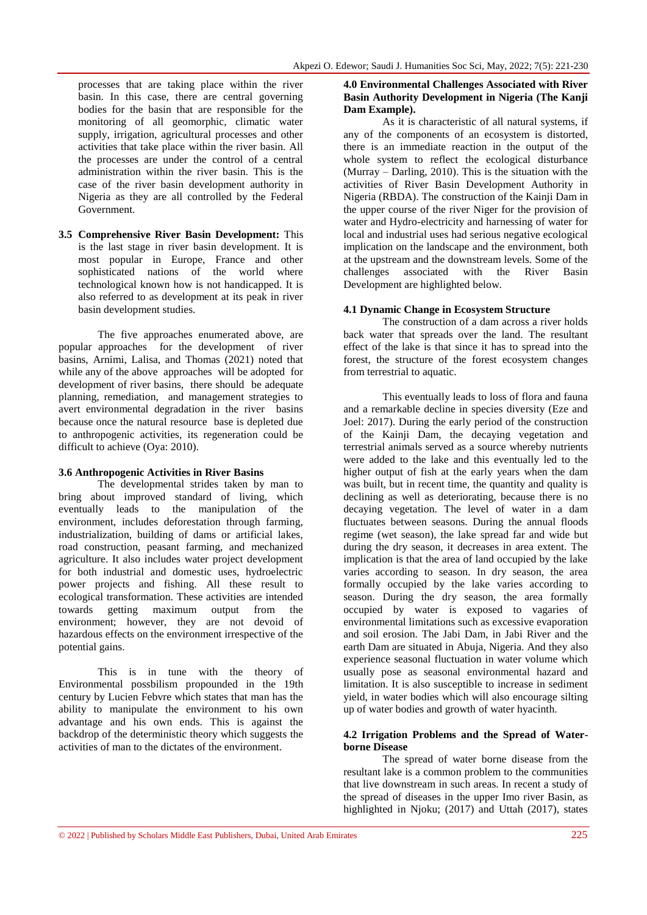processes that are taking place within the river basin. In this case, there are central governing bodies for the basin that are responsible for the monitoring of all geomorphic, climatic water supply, irrigation, agricultural processes and other activities that take place within the river basin. All the processes are under the control of a central administration within the river basin. This is the case of the river basin development authority in Nigeria as they are all controlled by the Federal Government.

**3.5 Comprehensive River Basin Development:** This is the last stage in river basin development. It is most popular in Europe, France and other sophisticated nations of the world where technological known how is not handicapped. It is also referred to as development at its peak in river basin development studies.

The five approaches enumerated above, are popular approaches for the development of river basins, Arnimi, Lalisa, and Thomas (2021) noted that while any of the above approaches will be adopted for development of river basins, there should be adequate planning, remediation, and management strategies to avert environmental degradation in the river basins because once the natural resource base is depleted due to anthropogenic activities, its regeneration could be difficult to achieve (Oya: 2010).

### 3.6 Anthropogenic Activities in River Basins

The developmental strides taken by man to bring about improved standard of living, which eventually leads to the manipulation of the environment, includes deforestation through farming, industrialization, building of dams or artificial lakes, road construction, peasant farming, and mechanized agriculture. It also includes water project development for both industrial and domestic uses, hydroelectric power projects and fishing. All these result to ecological transformation. These activities are intended towards getting maximum output from the environment; however, they are not devoid of hazardous effects on the environment irrespective of the potential gains.

This is in tune with the theory of Environmental possbilism propounded in the 19th century by Lucien Febvre which states that man has the ability to manipulate the environment to his own advantage and his own ends. This is against the backdrop of the deterministic theory which suggests the activities of man to the dictates of the environment.

## 4.0 Environmental Challenges Associated with River Basin Authority Development in Nigeria (The Kanji Dam Example).

As it is characteristic of all natural systems, if any of the components of an ecosystem is distorted, there is an immediate reaction in the output of the whole system to reflect the ecological disturbance (Murray – Darling, 2010). This is the situation with the activities of River Basin Development Authority in Nigeria (RBDA). The construction of the Kainji Dam in the upper course of the river Niger for the provision of water and Hydro-electricity and harnessing of water for local and industrial uses had serious negative ecological implication on the landscape and the environment, both at the upstream and the downstream levels. Some of the challenges associated with the River Basin Development are highlighted below.

### 4.1 Dynamic Change in Ecosystem Structure

The construction of a dam across a river holds back water that spreads over the land. The resultant effect of the lake is that since it has to spread into the forest, the structure of the forest ecosystem changes from terrestrial to aquatic.

This eventually leads to loss of flora and fauna and a remarkable decline in species diversity (Eze and Joel: 2017). During the early period of the construction of the Kainji Dam, the decaying vegetation and terrestrial animals served as a source whereby nutrients were added to the lake and this eventually led to the higher output of fish at the early years when the dam was built, but in recent time, the quantity and quality is declining as well as deteriorating, because there is no decaying vegetation. The level of water in a dam fluctuates between seasons. During the annual floods regime (wet season), the lake spread far and wide but during the dry season, it decreases in area extent. The implication is that the area of land occupied by the lake varies according to season. In dry season, the area formally occupied by the lake varies according to season. During the dry season, the area formally occupied by water is exposed to vagaries of environmental limitations such as excessive evaporation and soil erosion. The Jabi Dam, in Jabi River and the earth Dam are situated in Abuja, Nigeria. And they also experience seasonal fluctuation in water volume which usually pose as seasonal environmental hazard and limitation. It is also susceptible to increase in sediment yield, in water bodies which will also encourage silting up of water bodies and growth of water hyacinth.

### 4.2 Irrigation Problems and the Spread of Water-borne Disease

The spread of water borne disease from the resultant lake is a common problem to the communities that live downstream in such areas. In recent a study of the spread of diseases in the upper Imo river Basin, as highlighted in Njoku; (2017) and Uttah (2017), states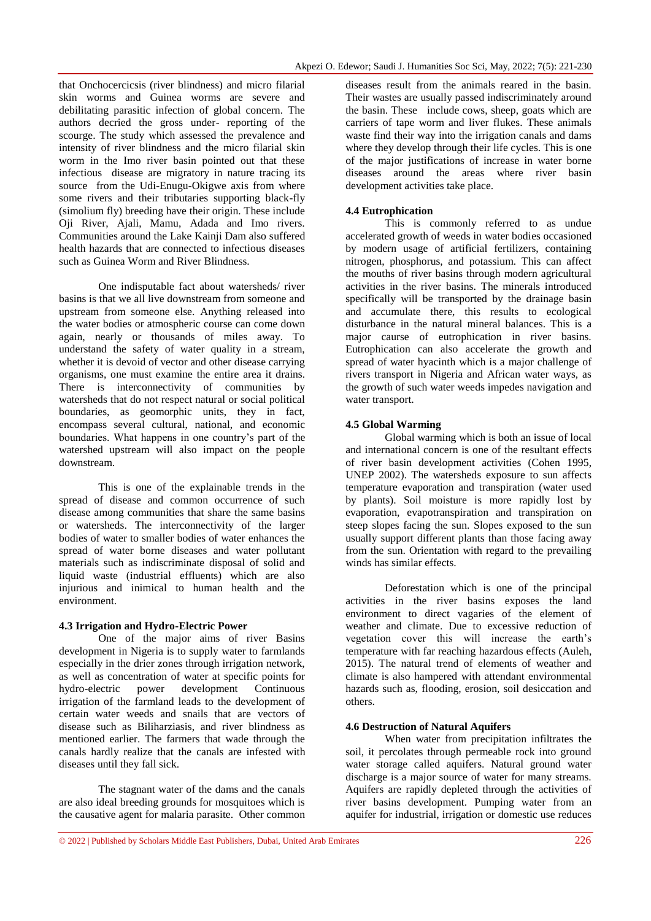that Onchocercicsis (river blindness) and micro filarial skin worms and Guinea worms are severe and debilitating parasitic infection of global concern. The authors decried the gross under- reporting of the scourge. The study which assessed the prevalence and intensity of river blindness and the micro filarial skin worm in the Imo river basin pointed out that these infectious disease are migratory in nature tracing its source from the Udi-Enugu-Okigwe axis from where some rivers and their tributaries supporting black-fly (simolium fly) breeding have their origin. These include Oji River, Ajali, Mamu, Adada and Imo rivers. Communities around the Lake Kainji Dam also suffered health hazards that are connected to infectious diseases such as Guinea Worm and River Blindness.

One indisputable fact about watersheds/ river basins is that we all live downstream from someone and upstream from someone else. Anything released into the water bodies or atmospheric course can come down again, nearly or thousands of miles away. To understand the safety of water quality in a stream, whether it is devoid of vector and other disease carrying organisms, one must examine the entire area it drains. There is interconnectivity of communities by watersheds that do not respect natural or social political boundaries, as geomorphic units, they in fact, encompass several cultural, national, and economic boundaries. What happens in one country's part of the watershed upstream will also impact on the people downstream.

This is one of the explainable trends in the spread of disease and common occurrence of such disease among communities that share the same basins or watersheds. The interconnectivity of the larger bodies of water to smaller bodies of water enhances the spread of water borne diseases and water pollutant materials such as indiscriminate disposal of solid and liquid waste (industrial effluents) which are also injurious and inimical to human health and the environment.

### 4.3 Irrigation and Hydro-Electric Power

One of the major aims of river Basins development in Nigeria is to supply water to farmlands especially in the drier zones through irrigation network, as well as concentration of water at specific points for hydro-electric power development Continuous irrigation of the farmland leads to the development of certain water weeds and snails that are vectors of disease such as Biliharziasis, and river blindness as mentioned earlier. The farmers that wade through the canals hardly realize that the canals are infested with diseases until they fall sick.

The stagnant water of the dams and the canals are also ideal breeding grounds for mosquitoes which is the causative agent for malaria parasite. Other common diseases result from the animals reared in the basin. Their wastes are usually passed indiscriminately around the basin. These include cows, sheep, goats which are carriers of tape worm and liver flukes. These animals waste find their way into the irrigation canals and dams where they develop through their life cycles. This is one of the major justifications of increase in water borne diseases around the areas where river basin development activities take place.

### 4.4 Eutrophication

This is commonly referred to as undue accelerated growth of weeds in water bodies occasioned by modern usage of artificial fertilizers, containing nitrogen, phosphorus, and potassium. This can affect the mouths of river basins through modern agricultural activities in the river basins. The minerals introduced specifically will be transported by the drainage basin and accumulate there, this results to ecological disturbance in the natural mineral balances. This is a major caurse of eutrophication in river basins. Eutrophication can also accelerate the growth and spread of water hyacinth which is a major challenge of rivers transport in Nigeria and African water ways, as the growth of such water weeds impedes navigation and water transport.

### 4.5 Global Warming

Global warming which is both an issue of local and international concern is one of the resultant effects of river basin development activities (Cohen 1995, UNEP 2002). The watersheds exposure to sun affects temperature evaporation and transpiration (water used by plants). Soil moisture is more rapidly lost by evaporation, evapotranspiration and transpiration on steep slopes facing the sun. Slopes exposed to the sun usually support different plants than those facing away from the sun. Orientation with regard to the prevailing winds has similar effects.

Deforestation which is one of the principal activities in the river basins exposes the land environment to direct vagaries of the element of weather and climate. Due to excessive reduction of vegetation cover this will increase the earth's temperature with far reaching hazardous effects (Auleh, 2015). The natural trend of elements of weather and climate is also hampered with attendant environmental hazards such as, flooding, erosion, soil desiccation and others.

### 4.6 Destruction of Natural Aquifers

When water from precipitation infiltrates the soil, it percolates through permeable rock into ground water storage called aquifers. Natural ground water discharge is a major source of water for many streams. Aquifers are rapidly depleted through the activities of river basins development. Pumping water from an aquifer for industrial, irrigation or domestic use reduces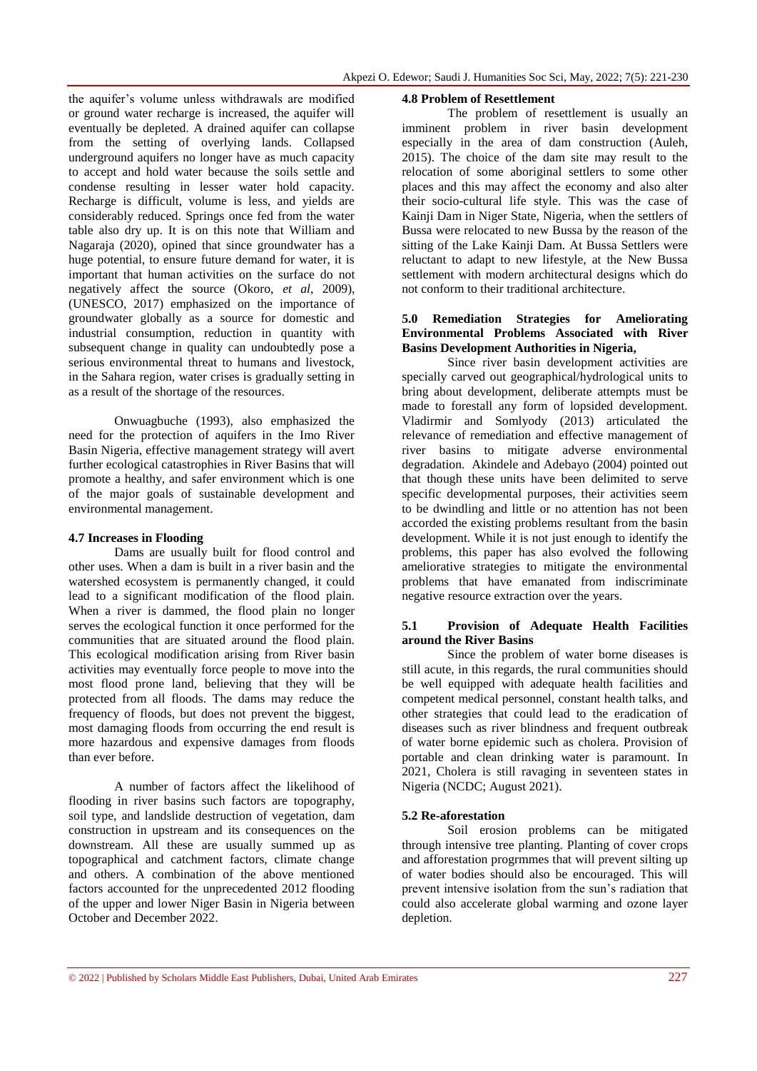the aquifer's volume unless withdrawals are modified or ground water recharge is increased, the aquifer will eventually be depleted. A drained aquifer can collapse from the setting of overlying lands. Collapsed underground aquifers no longer have as much capacity to accept and hold water because the soils settle and condense resulting in lesser water hold capacity. Recharge is difficult, volume is less, and yields are considerably reduced. Springs once fed from the water table also dry up. It is on this note that William and Nagaraja (2020), opined that since groundwater has a huge potential, to ensure future demand for water, it is important that human activities on the surface do not negatively affect the source (Okoro, *et al*, 2009), (UNESCO, 2017) emphasized on the importance of groundwater globally as a source for domestic and industrial consumption, reduction in quantity with subsequent change in quality can undoubtedly pose a serious environmental threat to humans and livestock, in the Sahara region, water crises is gradually setting in as a result of the shortage of the resources.

Onwuagbuche (1993), also emphasized the need for the protection of aquifers in the Imo River Basin Nigeria, effective management strategy will avert further ecological catastrophies in River Basins that will promote a healthy, and safer environment which is one of the major goals of sustainable development and environmental management.

**4.7 Increases in Flooding**

Dams are usually built for flood control and other uses. When a dam is built in a river basin and the watershed ecosystem is permanently changed, it could lead to a significant modification of the flood plain. When a river is dammed, the flood plain no longer serves the ecological function it once performed for the communities that are situated around the flood plain. This ecological modification arising from River basin activities may eventually force people to move into the most flood prone land, believing that they will be protected from all floods. The dams may reduce the frequency of floods, but does not prevent the biggest, most damaging floods from occurring the end result is more hazardous and expensive damages from floods than ever before.

A number of factors affect the likelihood of flooding in river basins such factors are topography, soil type, and landslide destruction of vegetation, dam construction in upstream and its consequences on the downstream. All these are usually summed up as topographical and catchment factors, climate change and others. A combination of the above mentioned factors accounted for the unprecedented 2012 flooding of the upper and lower Niger Basin in Nigeria between October and December 2022.

**4.8 Problem of Resettlement**

The problem of resettlement is usually an imminent problem in river basin development especially in the area of dam construction (Auleh, 2015). The choice of the dam site may result to the relocation of some aboriginal settlers to some other places and this may affect the economy and also alter their socio-cultural life style. This was the case of Kainji Dam in Niger State, Nigeria, when the settlers of Bussa were relocated to new Bussa by the reason of the sitting of the Lake Kainji Dam. At Bussa Settlers were reluctant to adapt to new lifestyle, at the New Bussa settlement with modern architectural designs which do not conform to their traditional architecture.

**5.0 Remediation Strategies for Ameliorating Environmental Problems Associated with River Basins Development Authorities in Nigeria,**

Since river basin development activities are specially carved out geographical/hydrological units to bring about development, deliberate attempts must be made to forestall any form of lopsided development. Vladirmir and Somlyody (2013) articulated the relevance of remediation and effective management of river basins to mitigate adverse environmental degradation. Akindele and Adebayo (2004) pointed out that though these units have been delimited to serve specific developmental purposes, their activities seem to be dwindling and little or no attention has not been accorded the existing problems resultant from the basin development. While it is not just enough to identify the problems, this paper has also evolved the following ameliorative strategies to mitigate the environmental problems that have emanated from indiscriminate negative resource extraction over the years.

**5.1 Provision of Adequate Health Facilities around the River Basins**

Since the problem of water borne diseases is still acute, in this regards, the rural communities should be well equipped with adequate health facilities and competent medical personnel, constant health talks, and other strategies that could lead to the eradication of diseases such as river blindness and frequent outbreak of water borne epidemic such as cholera. Provision of portable and clean drinking water is paramount. In 2021, Cholera is still ravaging in seventeen states in Nigeria (NCDC; August 2021).

**5.2 Re-aforestation**

Soil erosion problems can be mitigated through intensive tree planting. Planting of cover crops and afforestation progrmmes that will prevent silting up of water bodies should also be encouraged. This will prevent intensive isolation from the sun's radiation that could also accelerate global warming and ozone layer depletion.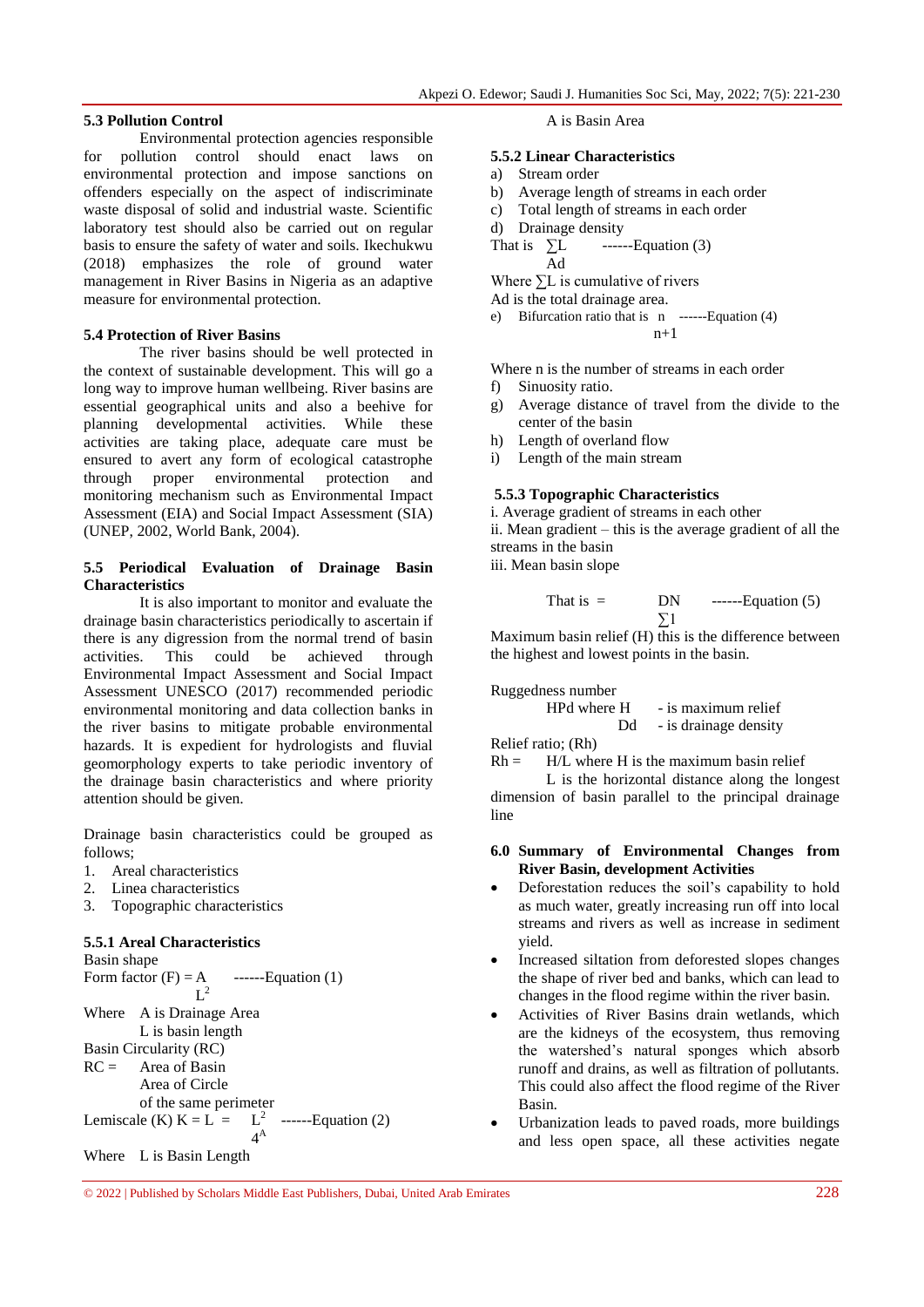### 5.3 Pollution Control

Environmental protection agencies responsible for pollution control should enact laws on environmental protection and impose sanctions on offenders especially on the aspect of indiscriminate waste disposal of solid and industrial waste. Scientific laboratory test should also be carried out on regular basis to ensure the safety of water and soils. Ikechukwu (2018) emphasizes the role of ground water management in River Basins in Nigeria as an adaptive measure for environmental protection.

### 5.4 Protection of River Basins

The river basins should be well protected in the context of sustainable development. This will go a long way to improve human wellbeing. River basins are essential geographical units and also a beehive for planning developmental activities. While these activities are taking place, adequate care must be ensured to avert any form of ecological catastrophe through proper environmental protection and monitoring mechanism such as Environmental Impact Assessment (EIA) and Social Impact Assessment (SIA) (UNEP, 2002, World Bank, 2004).

### 5.5 Periodical Evaluation of Drainage Basin Characteristics

It is also important to monitor and evaluate the drainage basin characteristics periodically to ascertain if there is any digression from the normal trend of basin activities. This could be achieved through Environmental Impact Assessment and Social Impact Assessment UNESCO (2017) recommended periodic environmental monitoring and data collection banks in the river basins to mitigate probable environmental hazards. It is expedient for hydrologists and fluvial geomorphology experts to take periodic inventory of the drainage basin characteristics and where priority attention should be given.

Drainage basin characteristics could be grouped as follows;

1. Areal characteristics
2. Linea characteristics
3. Topographic characteristics

### 5.5.1 Areal Characteristics

Basin shape

Form factor $(F) = \frac{A}{L^2}$ ------Equation (1)

Where A is Drainage Area

L is basin length

Basin Circularity (RC)

$RC = \frac{\text{Area of Basin}}{\text{Area of Circle of the same perimeter}}$

Lemiscale (K) $K = L = \frac{L^2}{4^A}$ ------Equation (2)

Where L is Basin Length

A is Basin Area

### 5.5.2 Linear Characteristics

a) Stream order
b) Average length of streams in each order
c) Total length of streams in each order
d) Drainage density

That is $\frac{\sum L}{Ad}$ ------Equation (3)

Where $\sum L$ is cumulative of rivers

Ad is the total drainage area.

e) Bifurcation ratio that is $\frac{n}{n+1}$ ------Equation (4)

Where n is the number of streams in each order

f) Sinuosity ratio.
g) Average distance of travel from the divide to the center of the basin
h) Length of overland flow
i) Length of the main stream

### 5.5.3 Topographic Characteristics

i. Average gradient of streams in each other

ii. Mean gradient – this is the average gradient of all the streams in the basin

iii. Mean basin slope

That is = $\frac{DN}{\sum 1}$ ------Equation (5)

Maximum basin relief (H) this is the difference between the highest and lowest points in the basin.

Ruggedness number

$\frac{HPd}{Dd}$ where H - is maximum relief

Dd - is drainage density

Relief ratio; (Rh)

$Rh = H/L$ where H is the maximum basin relief

L is the horizontal distance along the longest dimension of basin parallel to the principal drainage line

## 6.0 Summary of Environmental Changes from River Basin, development Activities

- Deforestation reduces the soil's capability to hold as much water, greatly increasing run off into local streams and rivers as well as increase in sediment yield.
- Increased siltation from deforested slopes changes the shape of river bed and banks, which can lead to changes in the flood regime within the river basin.
- Activities of River Basins drain wetlands, which are the kidneys of the ecosystem, thus removing the watershed's natural sponges which absorb runoff and drains, as well as filtration of pollutants. This could also affect the flood regime of the River Basin.
- Urbanization leads to paved roads, more buildings and less open space, all these activities negate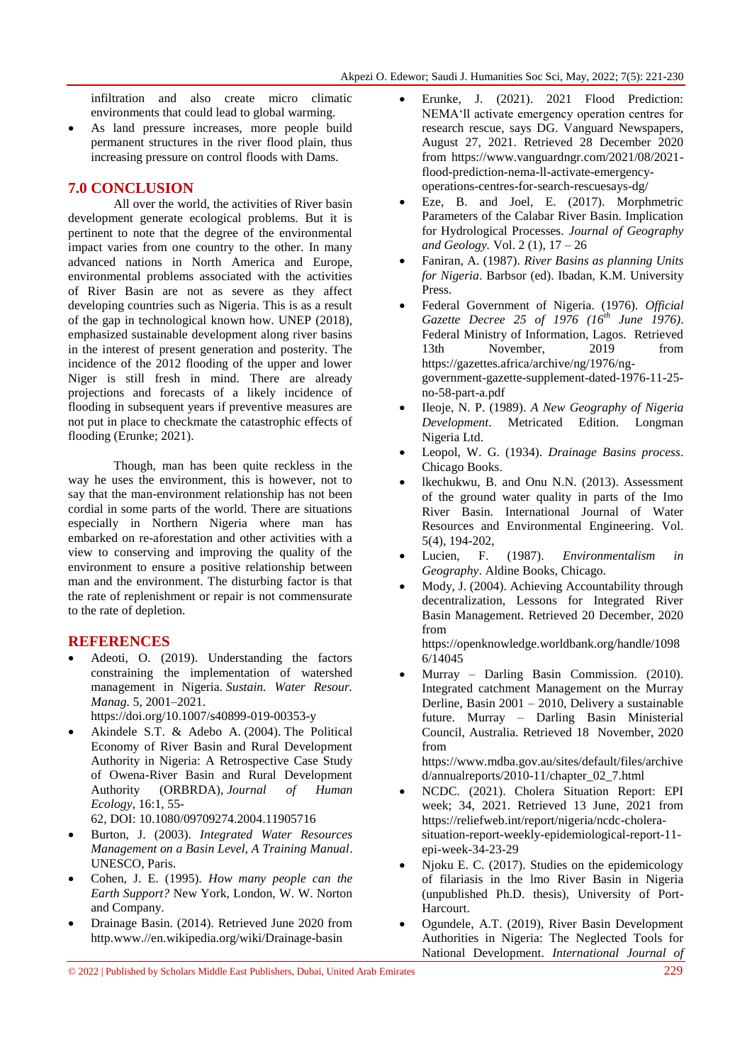infiltration and also create micro climatic environments that could lead to global warming.

- As land pressure increases, more people build permanent structures in the river flood plain, thus increasing pressure on control floods with Dams.

## 7.0 CONCLUSION

All over the world, the activities of River basin development generate ecological problems. But it is pertinent to note that the degree of the environmental impact varies from one country to the other. In many advanced nations in North America and Europe, environmental problems associated with the activities of River Basin are not as severe as they affect developing countries such as Nigeria. This is as a result of the gap in technological known how. UNEP (2018), emphasized sustainable development along river basins in the interest of present generation and posterity. The incidence of the 2012 flooding of the upper and lower Niger is still fresh in mind. There are already projections and forecasts of a likely incidence of flooding in subsequent years if preventive measures are not put in place to checkmate the catastrophic effects of flooding (Erunke; 2021).

Though, man has been quite reckless in the way he uses the environment, this is however, not to say that the man-environment relationship has not been cordial in some parts of the world. There are situations especially in Northern Nigeria where man has embarked on re-aforestation and other activities with a view to conserving and improving the quality of the environment to ensure a positive relationship between man and the environment. The disturbing factor is that the rate of replenishment or repair is not commensurate to the rate of depletion.

## REFERENCES

- Adeoti, O. (2019). Understanding the factors constraining the implementation of watershed management in Nigeria. *Sustain. Water Resour. Manag.* 5, 2001–2021. https://doi.org/10.1007/s40899-019-00353-y
- Akindele S.T. & Adebo A. (2004). The Political Economy of River Basin and Rural Development Authority in Nigeria: A Retrospective Case Study of Owena-River Basin and Rural Development Authority (ORBRDA), *Journal of Human Ecology*, 16:1, 55-62, DOI: 10.1080/09709274.2004.11905716
- Burton, J. (2003). *Integrated Water Resources Management on a Basin Level, A Training Manual*. UNESCO, Paris.
- Cohen, J. E. (1995). *How many people can the Earth Support?* New York, London, W. W. Norton and Company.
- Drainage Basin. (2014). Retrieved June 2020 from http.www.//en.wikipedia.org/wiki/Drainage-basin
- Erunke, J. (2021). 2021 Flood Prediction: NEMA'll activate emergency operation centres for research rescue, says DG. Vanguard Newspapers, August 27, 2021. Retrieved 28 December 2020 from https://www.vanguardngr.com/2021/08/2021-flood-prediction-nema-ll-activate-emergency-operations-centres-for-search-rescuesays-dg/
- Eze, B. and Joel, E. (2017). Morphmetric Parameters of the Calabar River Basin. Implication for Hydrological Processes. *Journal of Geography and Geology.* Vol. 2 (1), 17 – 26
- Faniran, A. (1987). *River Basins as planning Units for Nigeria*. Barbsor (ed). Ibadan, K.M. University Press.
- Federal Government of Nigeria. (1976). *Official Gazette Decree 25 of 1976 (16th June 1976)*. Federal Ministry of Information, Lagos. Retrieved 13th November, 2019 from https://gazettes.africa/archive/ng/1976/ng-government-gazette-supplement-dated-1976-11-25-no-58-part-a.pdf
- Ileoje, N. P. (1989). *A New Geography of Nigeria Development*. Metricated Edition. Longman Nigeria Ltd.
- Leopol, W. G. (1934). *Drainage Basins process*. Chicago Books.
- lkechukwu, B. and Onu N.N. (2013). Assessment of the ground water quality in parts of the Imo River Basin. International Journal of Water Resources and Environmental Engineering. Vol. 5(4), 194-202,
- Lucien, F. (1987). *Environmentalism in Geography*. Aldine Books, Chicago.
- Mody, J. (2004). Achieving Accountability through decentralization, Lessons for Integrated River Basin Management. Retrieved 20 December, 2020 from https://openknowledge.worldbank.org/handle/10986/14045
- Murray – Darling Basin Commission. (2010). Integrated catchment Management on the Murray Derline, Basin 2001 – 2010, Delivery a sustainable future. Murray – Darling Basin Ministerial Council, Australia. Retrieved 18 November, 2020 from https://www.mdba.gov.au/sites/default/files/archived/annualreports/2010-11/chapter_02_7.html
- NCDC. (2021). Cholera Situation Report: EPI week; 34, 2021. Retrieved 13 June, 2021 from https://reliefweb.int/report/nigeria/ncdc-cholera-situation-report-weekly-epidemiological-report-11-epi-week-34-23-29
- Njoku E. C. (2017). Studies on the epidemicology of filariasis in the lmo River Basin in Nigeria (unpublished Ph.D. thesis), University of Port-Harcourt.
- Ogundele, A.T. (2019), River Basin Development Authorities in Nigeria: The Neglected Tools for National Development. *International Journal of*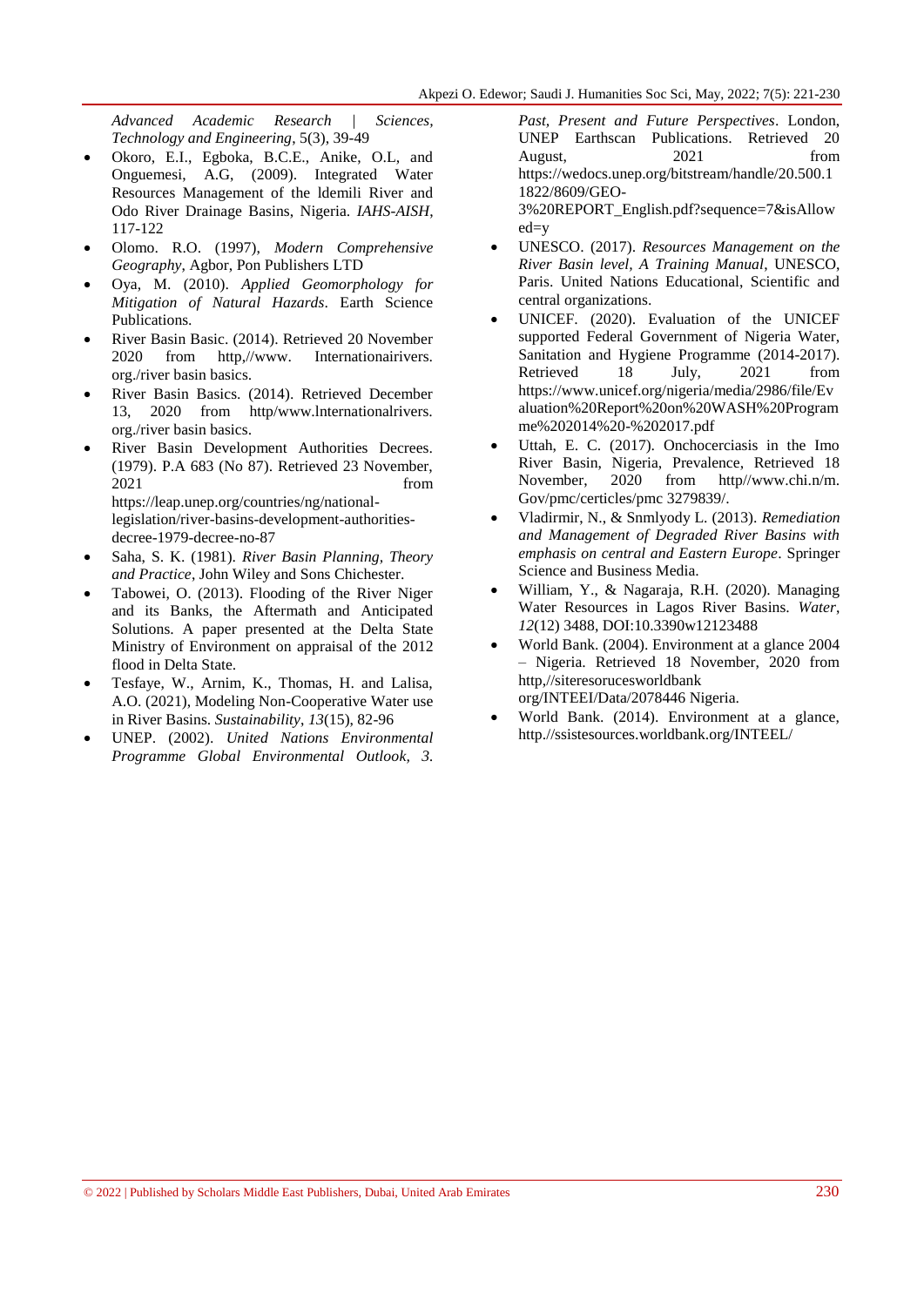*Advanced Academic Research | Sciences, Technology and Engineering*, 5(3), 39-49

- Okoro, E.I., Egboka, B.C.E., Anike, O.L, and Onguemesi, A.G, (2009). Integrated Water Resources Management of the ldemili River and Odo River Drainage Basins, Nigeria. *IAHS-AISH*, 117-122
- Olomo. R.O. (1997), *Modern Comprehensive Geography*, Agbor, Pon Publishers LTD
- Oya, M. (2010). *Applied Geomorphology for Mitigation of Natural Hazards*. Earth Science Publications.
- River Basin Basic. (2014). Retrieved 20 November 2020 from http,//www. Internationairivers. org./river basin basics.
- River Basin Basics. (2014). Retrieved December 13, 2020 from http/www.lnternationalrivers. org./river basin basics.
- River Basin Development Authorities Decrees. (1979). P.A 683 (No 87). Retrieved 23 November, 2021 from https://leap.unep.org/countries/ng/national-legislation/river-basins-development-authorities-decree-1979-decree-no-87
- Saha, S. K. (1981). *River Basin Planning, Theory and Practice*, John Wiley and Sons Chichester.
- Tabowei, O. (2013). Flooding of the River Niger and its Banks, the Aftermath and Anticipated Solutions. A paper presented at the Delta State Ministry of Environment on appraisal of the 2012 flood in Delta State.
- Tesfaye, W., Arnim, K., Thomas, H. and Lalisa, A.O. (2021), Modeling Non-Cooperative Water use in River Basins. *Sustainability*, *13*(15), 82-96
- UNEP. (2002). *United Nations Environmental Programme Global Environmental Outlook, 3. Past, Present and Future Perspectives*. London, UNEP Earthscan Publications. Retrieved 20 August, 2021 from https://wedocs.unep.org/bitstream/handle/20.500.11822/8609/GEO-3%20REPORT_English.pdf?sequence=7&isAllowed=y
- UNESCO. (2017). *Resources Management on the River Basin level, A Training Manual*, UNESCO, Paris. United Nations Educational, Scientific and central organizations.
- UNICEF. (2020). Evaluation of the UNICEF supported Federal Government of Nigeria Water, Sanitation and Hygiene Programme (2014-2017). Retrieved 18 July, 2021 from https://www.unicef.org/nigeria/media/2986/file/Evaluation%20Report%20on%20WASH%20Programme%202014%20-%202017.pdf
- Uttah, E. C. (2017). Onchocerciasis in the Imo River Basin, Nigeria, Prevalence, Retrieved 18 November, 2020 from http//www.chi.n/m. Gov/pmc/certicles/pmc 3279839/.
- Vladirmir, N., & Snmlyody L. (2013). *Remediation and Management of Degraded River Basins with emphasis on central and Eastern Europe*. Springer Science and Business Media.
- William, Y., & Nagaraja, R.H. (2020). Managing Water Resources in Lagos River Basins. *Water*, *12*(12) 3488, DOI:10.3390w12123488
- World Bank. (2004). Environment at a glance 2004 – Nigeria. Retrieved 18 November, 2020 from http,//siteresorucesworldbank org/INTEEI/Data/2078446 Nigeria.
- World Bank. (2014). Environment at a glance, http.//ssistesources.worldbank.org/INTEEL/